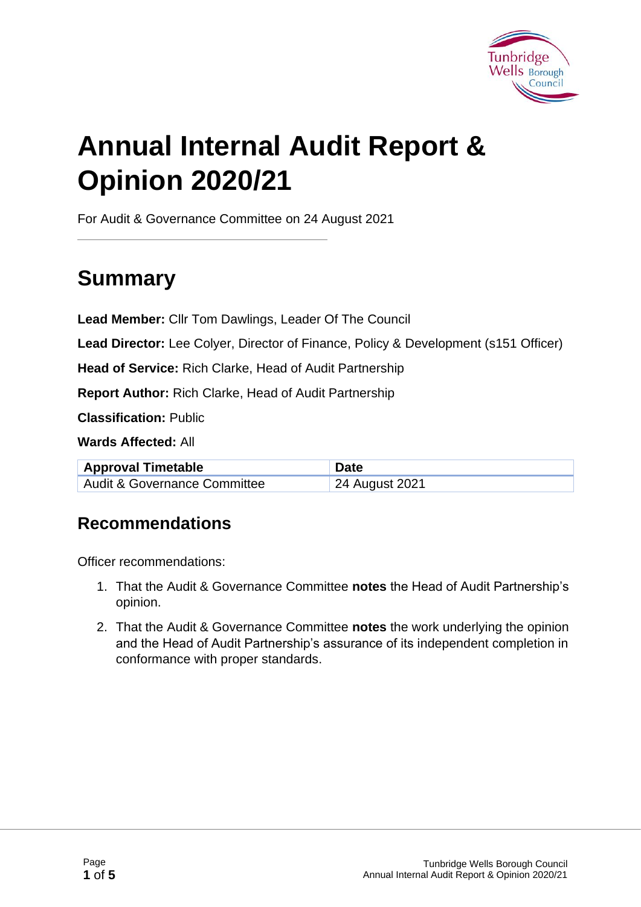# Annual Internal Audit Report & Opinion 2020/21

For Audit & Governance Committee on 24 August 2021

## Summary

**Lead Member:** Cllr Tom Dawlings, Leader Of The Council

**Lead Director:** Lee Colyer, Director of Finance, Policy & Development (s151 Officer)

**Head of Service:** Rich Clarke, Head of Audit Partnership

**Report Author:** Rich Clarke, Head of Audit Partnership

**Classification:** Public

**Wards Affected:** All

| Approval Timetable | Date |
| --- | --- |
| Audit & Governance Committee | 24 August 2021 |

### Recommendations

Officer recommendations:

1. That the Audit & Governance Committee **notes** the Head of Audit Partnership's opinion.
2. That the Audit & Governance Committee **notes** the work underlying the opinion and the Head of Audit Partnership's assurance of its independent completion in conformance with proper standards.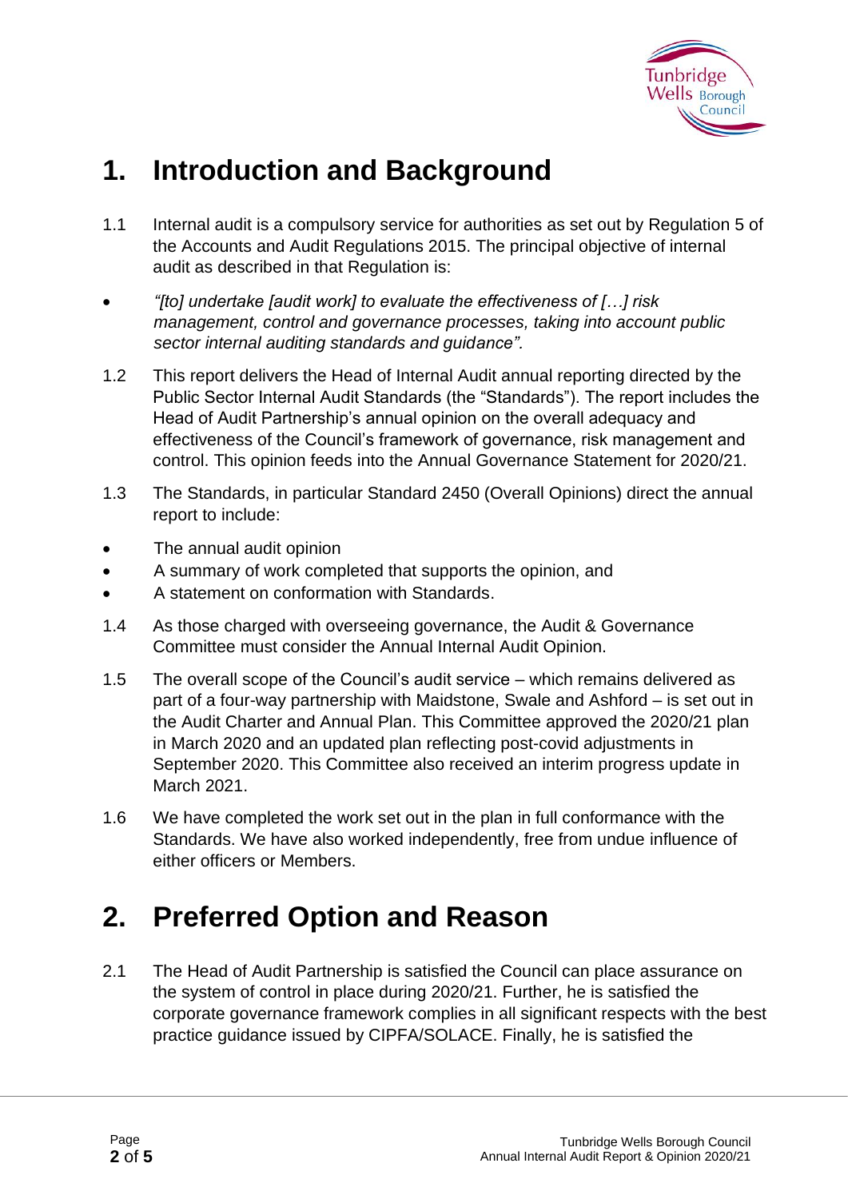# 1. Introduction and Background

1.1 Internal audit is a compulsory service for authorities as set out by Regulation 5 of the Accounts and Audit Regulations 2015. The principal objective of internal audit as described in that Regulation is:

- *"[to] undertake [audit work] to evaluate the effectiveness of […] risk management, control and governance processes, taking into account public sector internal auditing standards and guidance".*

1.2 This report delivers the Head of Internal Audit annual reporting directed by the Public Sector Internal Audit Standards (the "Standards"). The report includes the Head of Audit Partnership's annual opinion on the overall adequacy and effectiveness of the Council's framework of governance, risk management and control. This opinion feeds into the Annual Governance Statement for 2020/21.

1.3 The Standards, in particular Standard 2450 (Overall Opinions) direct the annual report to include:

- The annual audit opinion
- A summary of work completed that supports the opinion, and
- A statement on conformation with Standards.

1.4 As those charged with overseeing governance, the Audit & Governance Committee must consider the Annual Internal Audit Opinion.

1.5 The overall scope of the Council's audit service – which remains delivered as part of a four-way partnership with Maidstone, Swale and Ashford – is set out in the Audit Charter and Annual Plan. This Committee approved the 2020/21 plan in March 2020 and an updated plan reflecting post-covid adjustments in September 2020. This Committee also received an interim progress update in March 2021.

1.6 We have completed the work set out in the plan in full conformance with the Standards. We have also worked independently, free from undue influence of either officers or Members.

# 2. Preferred Option and Reason

2.1 The Head of Audit Partnership is satisfied the Council can place assurance on the system of control in place during 2020/21. Further, he is satisfied the corporate governance framework complies in all significant respects with the best practice guidance issued by CIPFA/SOLACE. Finally, he is satisfied the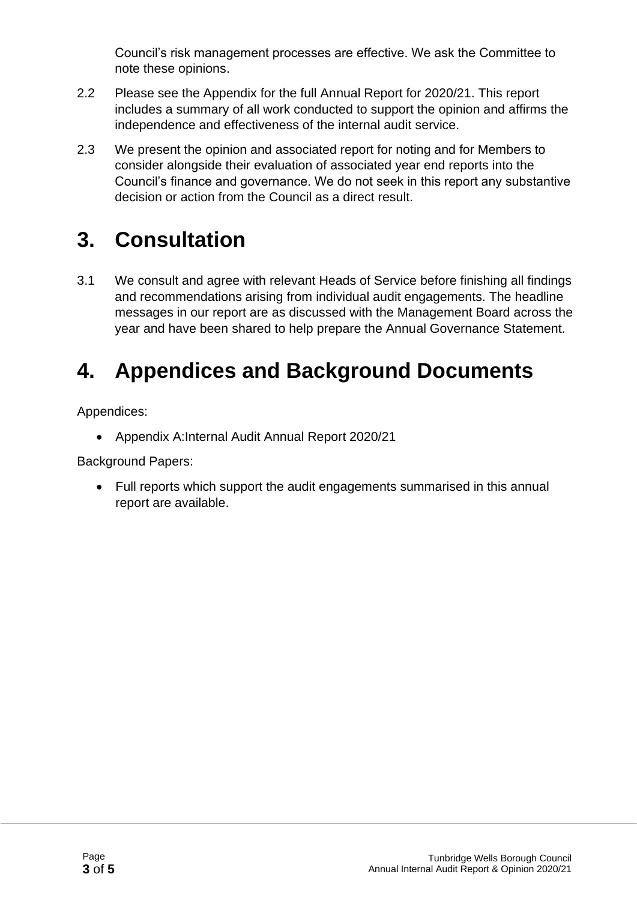Council’s risk management processes are effective. We ask the Committee to note these opinions.

2.2 Please see the Appendix for the full Annual Report for 2020/21. This report includes a summary of all work conducted to support the opinion and affirms the independence and effectiveness of the internal audit service.

2.3 We present the opinion and associated report for noting and for Members to consider alongside their evaluation of associated year end reports into the Council’s finance and governance. We do not seek in this report any substantive decision or action from the Council as a direct result.

# 3. Consultation

3.1 We consult and agree with relevant Heads of Service before finishing all findings and recommendations arising from individual audit engagements. The headline messages in our report are as discussed with the Management Board across the year and have been shared to help prepare the Annual Governance Statement.

# 4. Appendices and Background Documents

Appendices:

- Appendix A:Internal Audit Annual Report 2020/21

Background Papers:

- Full reports which support the audit engagements summarised in this annual report are available.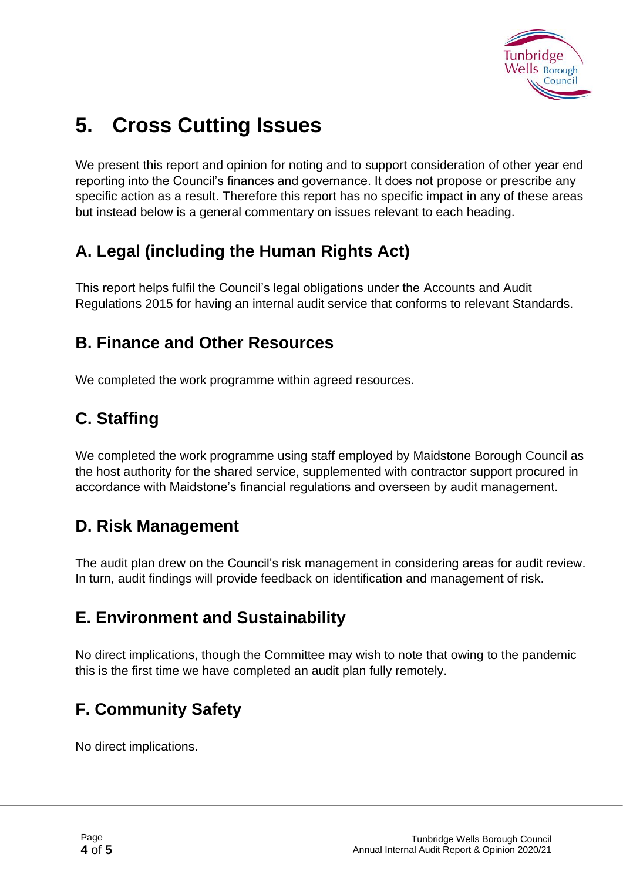# 5. Cross Cutting Issues

We present this report and opinion for noting and to support consideration of other year end reporting into the Council's finances and governance. It does not propose or prescribe any specific action as a result. Therefore this report has no specific impact in any of these areas but instead below is a general commentary on issues relevant to each heading.

## A. Legal (including the Human Rights Act)

This report helps fulfil the Council's legal obligations under the Accounts and Audit Regulations 2015 for having an internal audit service that conforms to relevant Standards.

## B. Finance and Other Resources

We completed the work programme within agreed resources.

## C. Staffing

We completed the work programme using staff employed by Maidstone Borough Council as the host authority for the shared service, supplemented with contractor support procured in accordance with Maidstone's financial regulations and overseen by audit management.

## D. Risk Management

The audit plan drew on the Council's risk management in considering areas for audit review. In turn, audit findings will provide feedback on identification and management of risk.

## E. Environment and Sustainability

No direct implications, though the Committee may wish to note that owing to the pandemic this is the first time we have completed an audit plan fully remotely.

## F. Community Safety

No direct implications.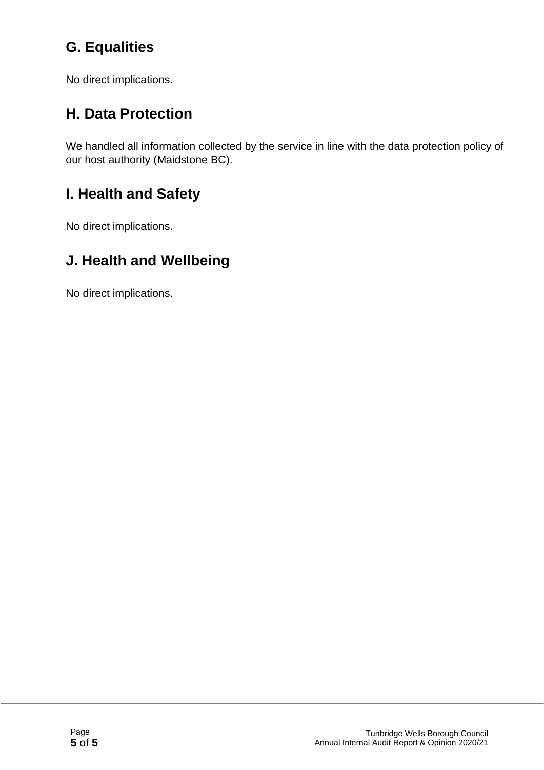## G. Equalities

No direct implications.

## H. Data Protection

We handled all information collected by the service in line with the data protection policy of our host authority (Maidstone BC).

## I. Health and Safety

No direct implications.

## J. Health and Wellbeing

No direct implications.